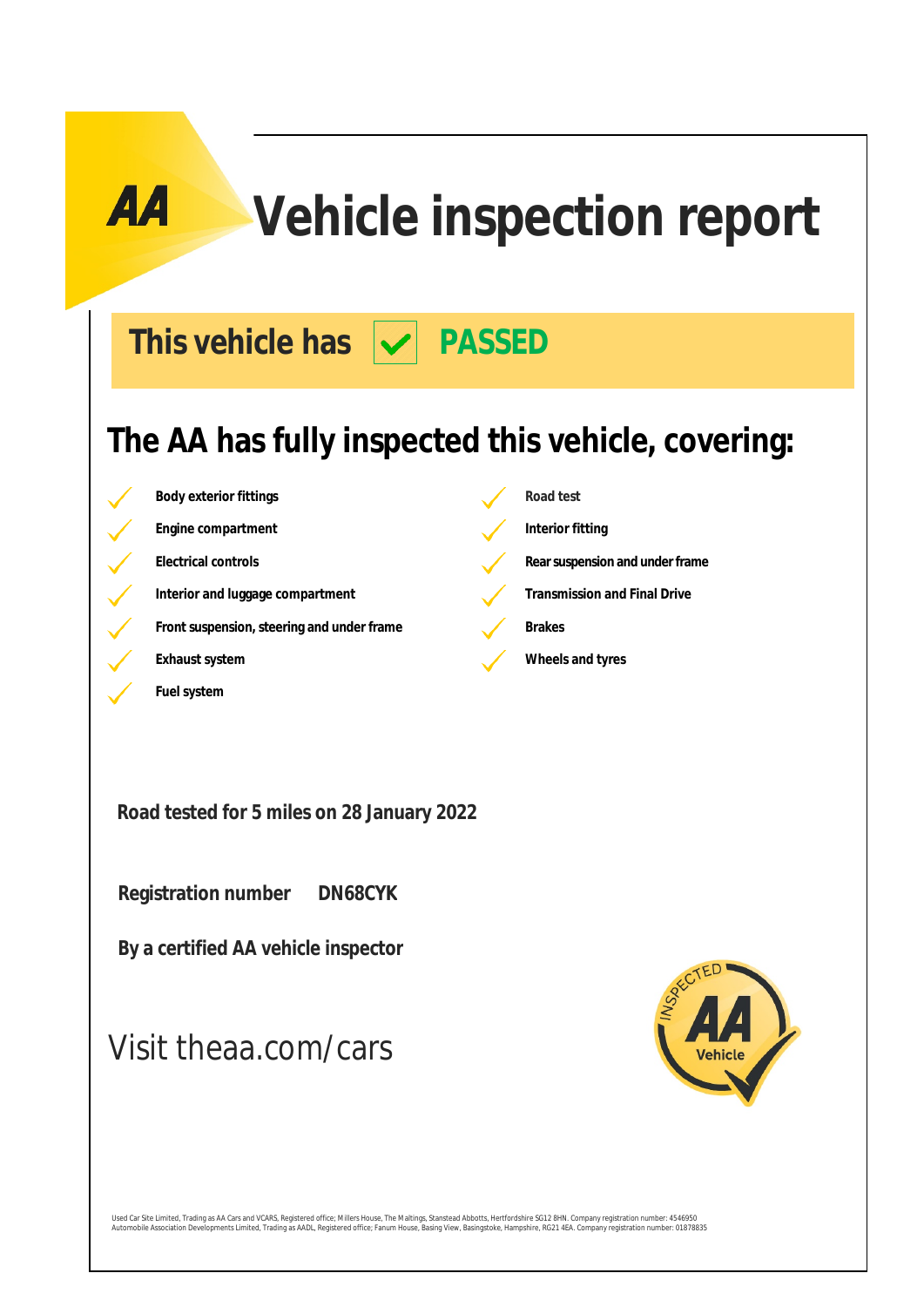# AA Vehicle inspection report

## This vehicle has ✓ PASSED

## The AA has fully inspected this vehicle, covering:

- ✓ Body exterior fittings
- ✓ Engine compartment
- ✓ Electrical controls
- ✓ Interior and luggage compartment
- ✓ Front suspension, steering and under frame
- ✓ Exhaust system
- ✓ Fuel system
- ✓ Road test
- ✓ Interior fitting
- ✓ Rear suspension and under frame
- ✓ Transmission and Final Drive
- ✓ Brakes
- ✓ Wheels and tyres

**Road tested for 5 miles on 28 January 2022**

**Registration number** **DN68CYK**

**By a certified AA vehicle inspector**

Visit theaa.com/cars

INSPECTED AA Vehicle

Used Car Site Limited, Trading as AA Cars and VCARS, Registered office; Millers House, The Maltings, Stanstead Abbotts, Hertfordshire SG12 8HN. Company registration number: 4546950
Automobile Association Developments Limited, Trading as AADL, Registered office; Fanum House, Basing View, Basingstoke, Hampshire, RG21 4EA. Company registration number: 01878835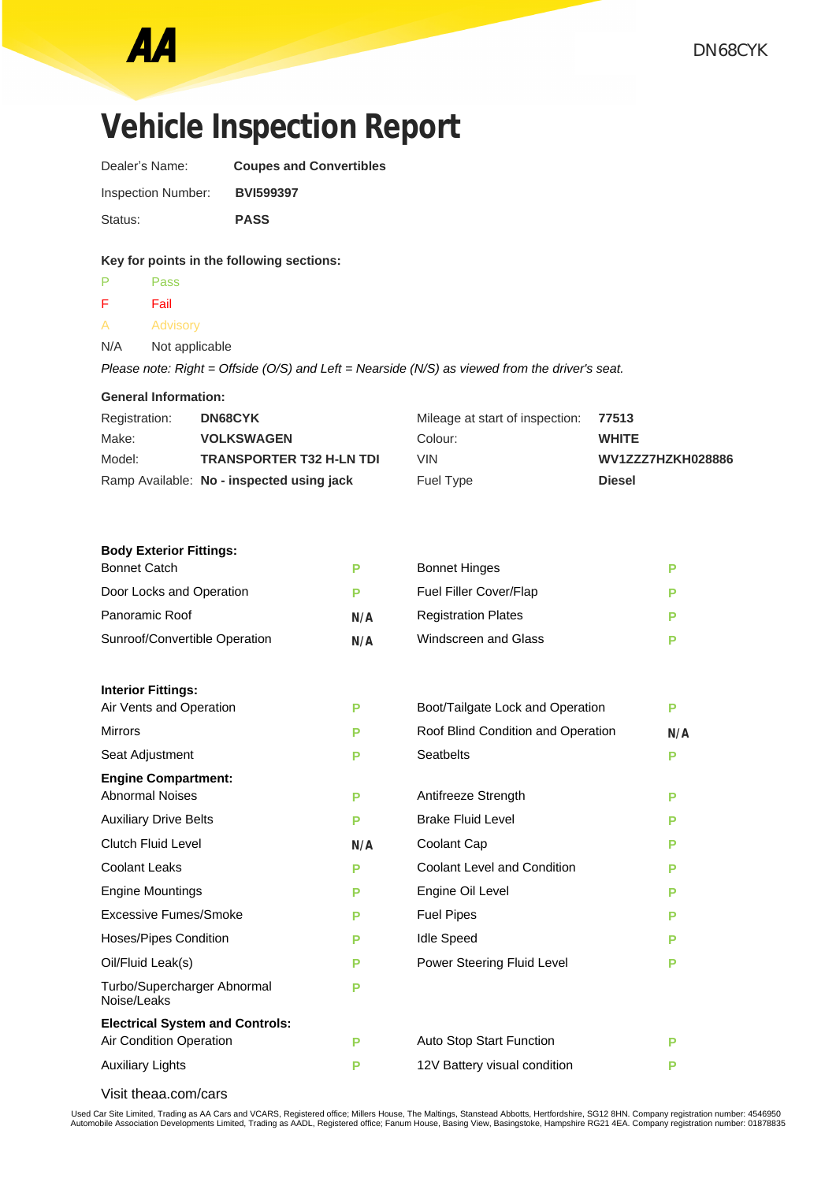# Vehicle Inspection Report

| | |
|---|---|
| Dealer's Name: | **Coupes and Convertibles** |
| Inspection Number: | **BVI599397** |
| Status: | **PASS** |

**Key for points in the following sections:**

| | |
|---|---|
| P | Pass |
| F | Fail |
| A | Advisory |
| N/A | Not applicable |

*Please note: Right = Offside (O/S) and Left = Nearside (N/S) as viewed from the driver's seat.*

**General Information:**

| | | | |
|---|---|---|---|
| Registration: | **DN68CYK** | Mileage at start of inspection: | **77513** |
| Make: | **VOLKSWAGEN** | Colour: | **WHITE** |
| Model: | **TRANSPORTER T32 H-LN TDI** | VIN | **WV1ZZZ7HZKH028886** |
| Ramp Available: | **No - inspected using jack** | Fuel Type | **Diesel** |

**Body Exterior Fittings:**

| | | | |
|---|---|---|---|
| Bonnet Catch | P | Bonnet Hinges | P |
| Door Locks and Operation | P | Fuel Filler Cover/Flap | P |
| Panoramic Roof | N/A | Registration Plates | P |
| Sunroof/Convertible Operation | N/A | Windscreen and Glass | P |

**Interior Fittings:**

| | | | |
|---|---|---|---|
| Air Vents and Operation | P | Boot/Tailgate Lock and Operation | P |
| Mirrors | P | Roof Blind Condition and Operation | N/A |
| Seat Adjustment | P | Seatbelts | P |

**Engine Compartment:**

| | | | |
|---|---|---|---|
| Abnormal Noises | P | Antifreeze Strength | P |
| Auxiliary Drive Belts | P | Brake Fluid Level | P |
| Clutch Fluid Level | N/A | Coolant Cap | P |
| Coolant Leaks | P | Coolant Level and Condition | P |
| Engine Mountings | P | Engine Oil Level | P |
| Excessive Fumes/Smoke | P | Fuel Pipes | P |
| Hoses/Pipes Condition | P | Idle Speed | P |
| Oil/Fluid Leak(s) | P | Power Steering Fluid Level | P |
| Turbo/Supercharger Abnormal Noise/Leaks | P | | |

**Electrical System and Controls:**

| | | | |
|---|---|---|---|
| Air Condition Operation | P | Auto Stop Start Function | P |
| Auxiliary Lights | P | 12V Battery visual condition | P |

Visit theaa.com/cars

Used Car Site Limited, Trading as AA Cars and VCARS, Registered office; Millers House, The Maltings, Stanstead Abbotts, Hertfordshire, SG12 8HN. Company registration number: 4546950
Automobile Association Developments Limited, Trading as AADL, Registered office; Fanum House, Basing View, Basingstoke, Hampshire RG21 4EA. Company registration number: 01878835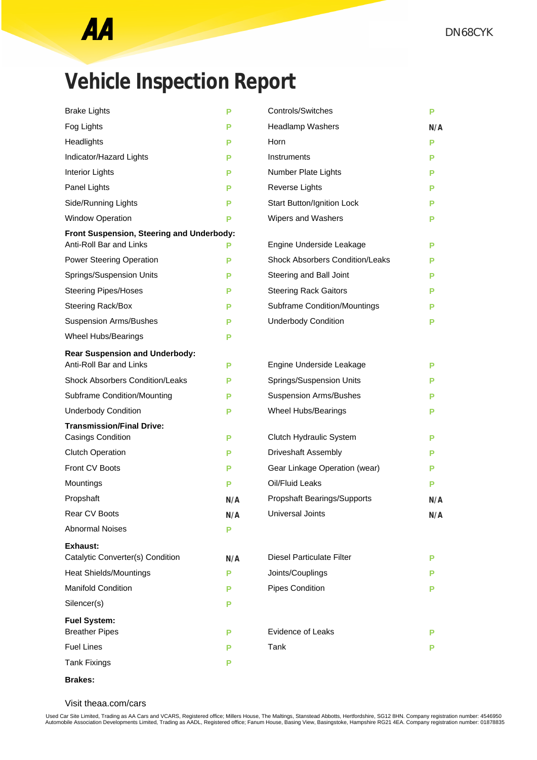DN68CYK

# Vehicle Inspection Report

| | | | |
|---|---|---|---|
| Brake Lights | P | Controls/Switches | P |
| Fog Lights | P | Headlamp Washers | N/A |
| Headlights | P | Horn | P |
| Indicator/Hazard Lights | P | Instruments | P |
| Interior Lights | P | Number Plate Lights | P |
| Panel Lights | P | Reverse Lights | P |
| Side/Running Lights | P | Start Button/Ignition Lock | P |
| Window Operation | P | Wipers and Washers | P |

**Front Suspension, Steering and Underbody:**

| | | | |
|---|---|---|---|
| Anti-Roll Bar and Links | P | Engine Underside Leakage | P |
| Power Steering Operation | P | Shock Absorbers Condition/Leaks | P |
| Springs/Suspension Units | P | Steering and Ball Joint | P |
| Steering Pipes/Hoses | P | Steering Rack Gaitors | P |
| Steering Rack/Box | P | Subframe Condition/Mountings | P |
| Suspension Arms/Bushes | P | Underbody Condition | P |
| Wheel Hubs/Bearings | P | | |

**Rear Suspension and Underbody:**

| | | | |
|---|---|---|---|
| Anti-Roll Bar and Links | P | Engine Underside Leakage | P |
| Shock Absorbers Condition/Leaks | P | Springs/Suspension Units | P |
| Subframe Condition/Mounting | P | Suspension Arms/Bushes | P |
| Underbody Condition | P | Wheel Hubs/Bearings | P |

**Transmission/Final Drive:**

| | | | |
|---|---|---|---|
| Casings Condition | P | Clutch Hydraulic System | P |
| Clutch Operation | P | Driveshaft Assembly | P |
| Front CV Boots | P | Gear Linkage Operation (wear) | P |
| Mountings | P | Oil/Fluid Leaks | P |
| Propshaft | N/A | Propshaft Bearings/Supports | N/A |
| Rear CV Boots | N/A | Universal Joints | N/A |
| Abnormal Noises | P | | |

**Exhaust:**

| | | | |
|---|---|---|---|
| Catalytic Converter(s) Condition | N/A | Diesel Particulate Filter | P |
| Heat Shields/Mountings | P | Joints/Couplings | P |
| Manifold Condition | P | Pipes Condition | P |
| Silencer(s) | P | | |

**Fuel System:**

| | | | |
|---|---|---|---|
| Breather Pipes | P | Evidence of Leaks | P |
| Fuel Lines | P | Tank | P |
| Tank Fixings | P | | |

**Brakes:**

Visit theaa.com/cars

Used Car Site Limited, Trading as AA Cars and VCARS, Registered office; Millers House, The Maltings, Stanstead Abbotts, Hertfordshire, SG12 8HN. Company registration number: 4546950
Automobile Association Developments Limited, Trading as AADL, Registered office; Fanum House, Basing View, Basingstoke, Hampshire RG21 4EA. Company registration number: 01878835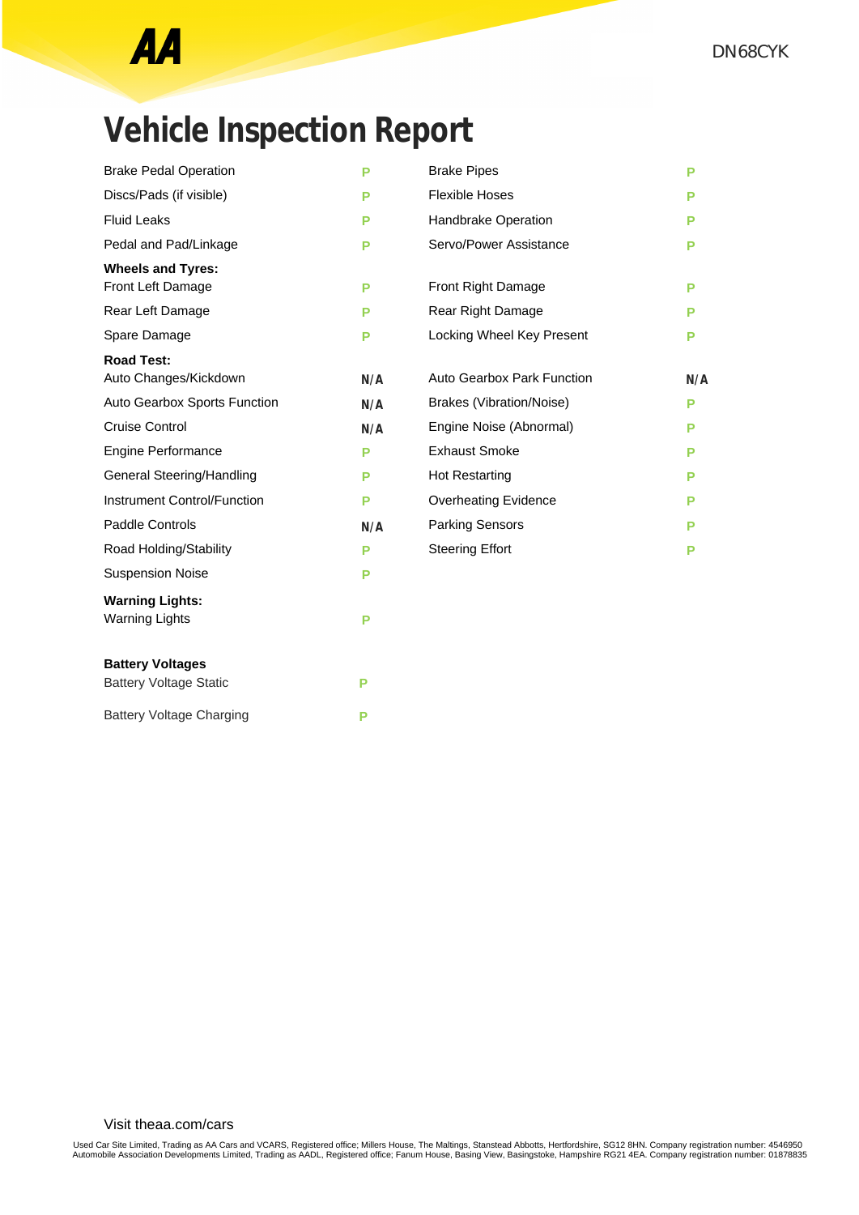DN68CYK

# Vehicle Inspection Report

| Item | Result | Item | Result |
|---|---|---|---|
| Brake Pedal Operation | P | Brake Pipes | P |
| Discs/Pads (if visible) | P | Flexible Hoses | P |
| Fluid Leaks | P | Handbrake Operation | P |
| Pedal and Pad/Linkage | P | Servo/Power Assistance | P |

**Wheels and Tyres:**

| Item | Result | Item | Result |
|---|---|---|---|
| Front Left Damage | P | Front Right Damage | P |
| Rear Left Damage | P | Rear Right Damage | P |
| Spare Damage | P | Locking Wheel Key Present | P |

**Road Test:**

| Item | Result | Item | Result |
|---|---|---|---|
| Auto Changes/Kickdown | N/A | Auto Gearbox Park Function | N/A |
| Auto Gearbox Sports Function | N/A | Brakes (Vibration/Noise) | P |
| Cruise Control | N/A | Engine Noise (Abnormal) | P |
| Engine Performance | P | Exhaust Smoke | P |
| General Steering/Handling | P | Hot Restarting | P |
| Instrument Control/Function | P | Overheating Evidence | P |
| Paddle Controls | N/A | Parking Sensors | P |
| Road Holding/Stability | P | Steering Effort | P |
| Suspension Noise | P | | |

**Warning Lights:**

| Item | Result |
|---|---|
| Warning Lights | P |

**Battery Voltages**

| Item | Result |
|---|---|
| Battery Voltage Static | P |
| Battery Voltage Charging | P |

Visit theaa.com/cars

Used Car Site Limited, Trading as AA Cars and VCARS, Registered office; Millers House, The Maltings, Stanstead Abbotts, Hertfordshire, SG12 8HN. Company registration number: 4546950
Automobile Association Developments Limited, Trading as AADL, Registered office; Fanum House, Basing View, Basingstoke, Hampshire RG21 4EA. Company registration number: 01878835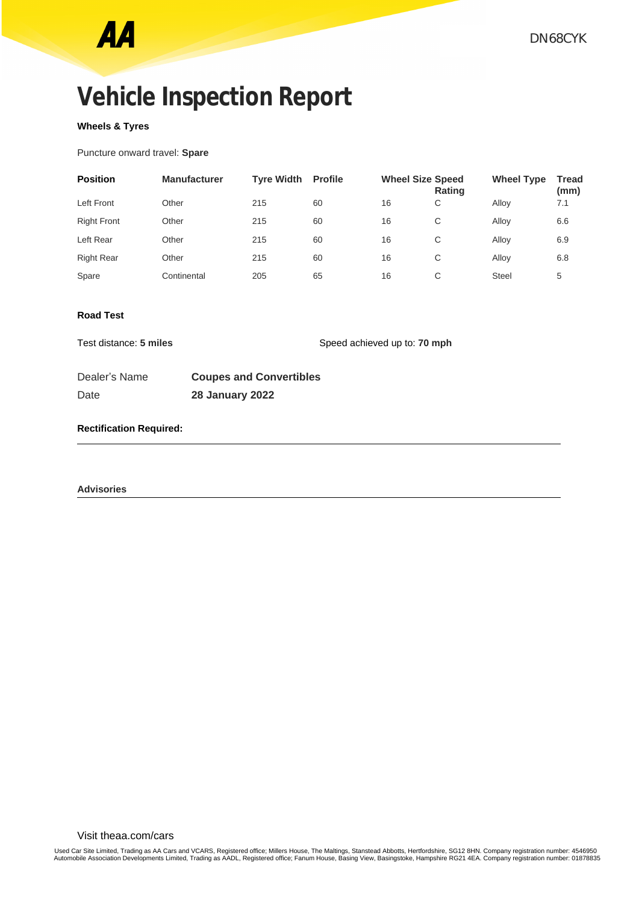DN68CYK

# Vehicle Inspection Report

**Wheels & Tyres**

Puncture onward travel: **Spare**

| Position | Manufacturer | Tyre Width | Profile | Wheel Size | Speed Rating | Wheel Type | Tread (mm) |
|---|---|---|---|---|---|---|---|
| Left Front | Other | 215 | 60 | 16 | C | Alloy | 7.1 |
| Right Front | Other | 215 | 60 | 16 | C | Alloy | 6.6 |
| Left Rear | Other | 215 | 60 | 16 | C | Alloy | 6.9 |
| Right Rear | Other | 215 | 60 | 16 | C | Alloy | 6.8 |
| Spare | Continental | 205 | 65 | 16 | C | Steel | 5 |

**Road Test**

Test distance: **5 miles**

Speed achieved up to: **70 mph**

Dealer's Name **Coupes and Convertibles**

Date **28 January 2022**

**Rectification Required:**

---

**Advisories**

---

Visit theaa.com/cars

Used Car Site Limited, Trading as AA Cars and VCARS, Registered office; Millers House, The Maltings, Stanstead Abbotts, Hertfordshire, SG12 8HN. Company registration number: 4546950
Automobile Association Developments Limited, Trading as AADL, Registered office; Fanum House, Basing View, Basingstoke, Hampshire RG21 4EA. Company registration number: 01878835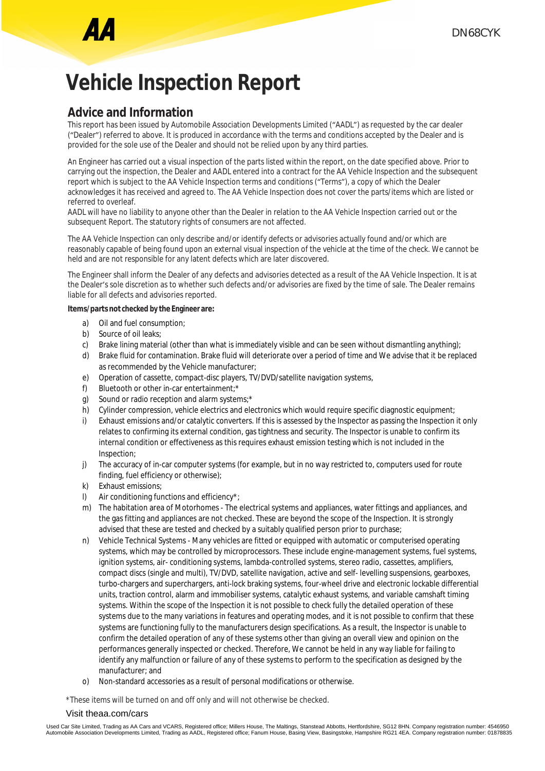# Vehicle Inspection Report

DN68CYK

## Advice and Information

This report has been issued by Automobile Association Developments Limited ("AADL") as requested by the car dealer ("Dealer") referred to above. It is produced in accordance with the terms and conditions accepted by the Dealer and is provided for the sole use of the Dealer and should not be relied upon by any third parties.

An Engineer has carried out a visual inspection of the parts listed within the report, on the date specified above. Prior to carrying out the inspection, the Dealer and AADL entered into a contract for the AA Vehicle Inspection and the subsequent report which is subject to the AA Vehicle Inspection terms and conditions ("Terms"), a copy of which the Dealer acknowledges it has received and agreed to. The AA Vehicle Inspection does not cover the parts/items which are listed or referred to overleaf.
AADL will have no liability to anyone other than the Dealer in relation to the AA Vehicle Inspection carried out or the subsequent Report. The statutory rights of consumers are not affected.

The AA Vehicle Inspection can only describe and/or identify defects or advisories actually found and/or which are reasonably capable of being found upon an external visual inspection of the vehicle at the time of the check. We cannot be held and are not responsible for any latent defects which are later discovered.

The Engineer shall inform the Dealer of any defects and advisories detected as a result of the AA Vehicle Inspection. It is at the Dealer's sole discretion as to whether such defects and/or advisories are fixed by the time of sale. The Dealer remains liable for all defects and advisories reported.

**Items/parts not checked by the Engineer are:**

a) Oil and fuel consumption;
b) Source of oil leaks;
c) Brake lining material (other than what is immediately visible and can be seen without dismantling anything);
d) Brake fluid for contamination. Brake fluid will deteriorate over a period of time and We advise that it be replaced as recommended by the Vehicle manufacturer;
e) Operation of cassette, compact-disc players, TV/DVD/satellite navigation systems,
f) Bluetooth or other in-car entertainment;*
g) Sound or radio reception and alarm systems;*
h) Cylinder compression, vehicle electrics and electronics which would require specific diagnostic equipment;
i) Exhaust emissions and/or catalytic converters. If this is assessed by the Inspector as passing the Inspection it only relates to confirming its external condition, gas tightness and security. The Inspector is unable to confirm its internal condition or effectiveness as this requires exhaust emission testing which is not included in the Inspection;
j) The accuracy of in-car computer systems (for example, but in no way restricted to, computers used for route finding, fuel efficiency or otherwise);
k) Exhaust emissions;
l) Air conditioning functions and efficiency*;
m) The habitation area of Motorhomes - The electrical systems and appliances, water fittings and appliances, and the gas fitting and appliances are not checked. These are beyond the scope of the Inspection. It is strongly advised that these are tested and checked by a suitably qualified person prior to purchase;
n) Vehicle Technical Systems - Many vehicles are fitted or equipped with automatic or computerised operating systems, which may be controlled by microprocessors. These include engine-management systems, fuel systems, ignition systems, air- conditioning systems, lambda-controlled systems, stereo radio, cassettes, amplifiers, compact discs (single and multi), TV/DVD, satellite navigation, active and self- levelling suspensions, gearboxes, turbo-chargers and superchargers, anti-lock braking systems, four-wheel drive and electronic lockable differential units, traction control, alarm and immobiliser systems, catalytic exhaust systems, and variable camshaft timing systems. Within the scope of the Inspection it is not possible to check fully the detailed operation of these systems due to the many variations in features and operating modes, and it is not possible to confirm that these systems are functioning fully to the manufacturers design specifications. As a result, the Inspector is unable to confirm the detailed operation of any of these systems other than giving an overall view and opinion on the performances generally inspected or checked. Therefore, We cannot be held in any way liable for failing to identify any malfunction or failure of any of these systems to perform to the specification as designed by the manufacturer; and
o) Non-standard accessories as a result of personal modifications or otherwise.

*These items will be turned on and off only and will not otherwise be checked.

Visit theaa.com/cars

Used Car Site Limited, Trading as AA Cars and VCARS, Registered office; Millers House, The Maltings, Stanstead Abbotts, Hertfordshire, SG12 8HN. Company registration number: 4546950
Automobile Association Developments Limited, Trading as AADL, Registered office; Fanum House, Basing View, Basingstoke, Hampshire RG21 4EA. Company registration number: 01878835